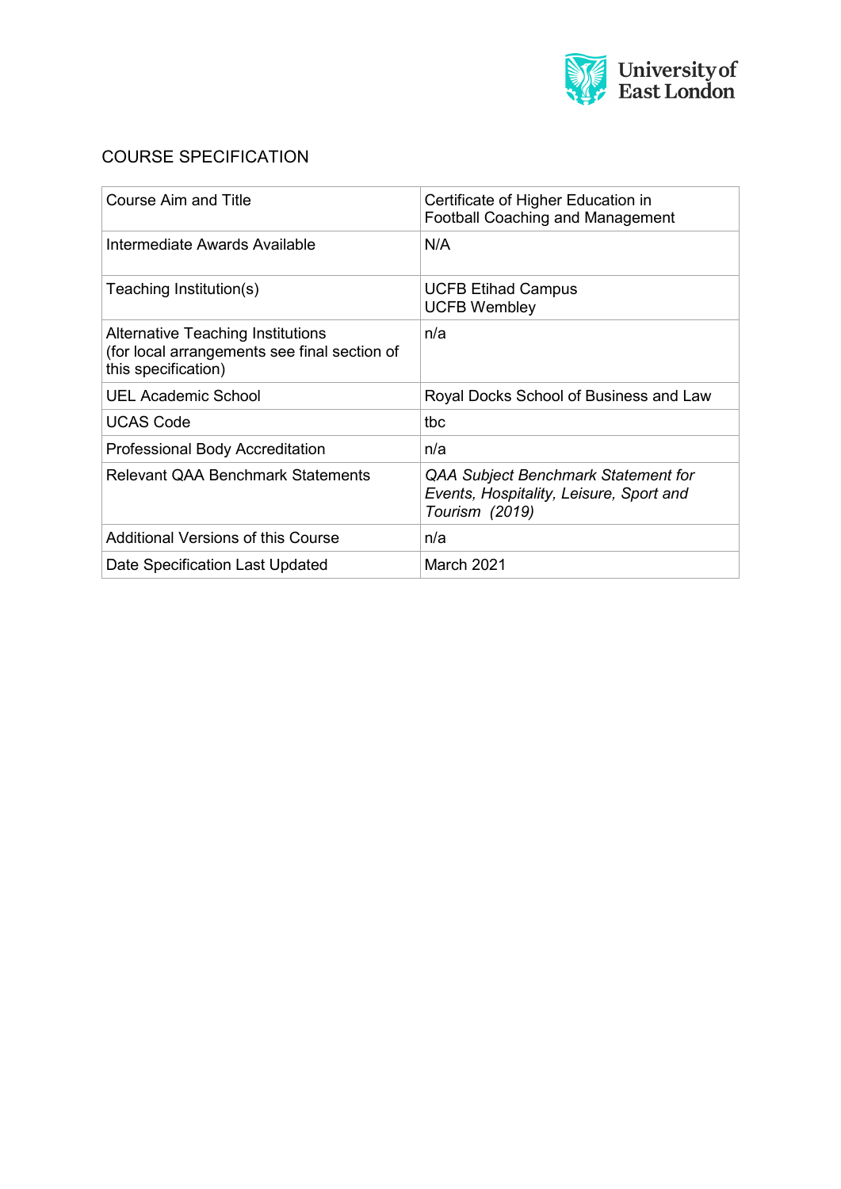University of East London

# COURSE SPECIFICATION

| Course Aim and Title | Certificate of Higher Education in Football Coaching and Management |
|---|---|
| Intermediate Awards Available | N/A |
| Teaching Institution(s) | UCFB Etihad Campus<br>UCFB Wembley |
| Alternative Teaching Institutions (for local arrangements see final section of this specification) | n/a |
| UEL Academic School | Royal Docks School of Business and Law |
| UCAS Code | tbc |
| Professional Body Accreditation | n/a |
| Relevant QAA Benchmark Statements | *QAA Subject Benchmark Statement for Events, Hospitality, Leisure, Sport and Tourism (2019)* |
| Additional Versions of this Course | n/a |
| Date Specification Last Updated | March 2021 |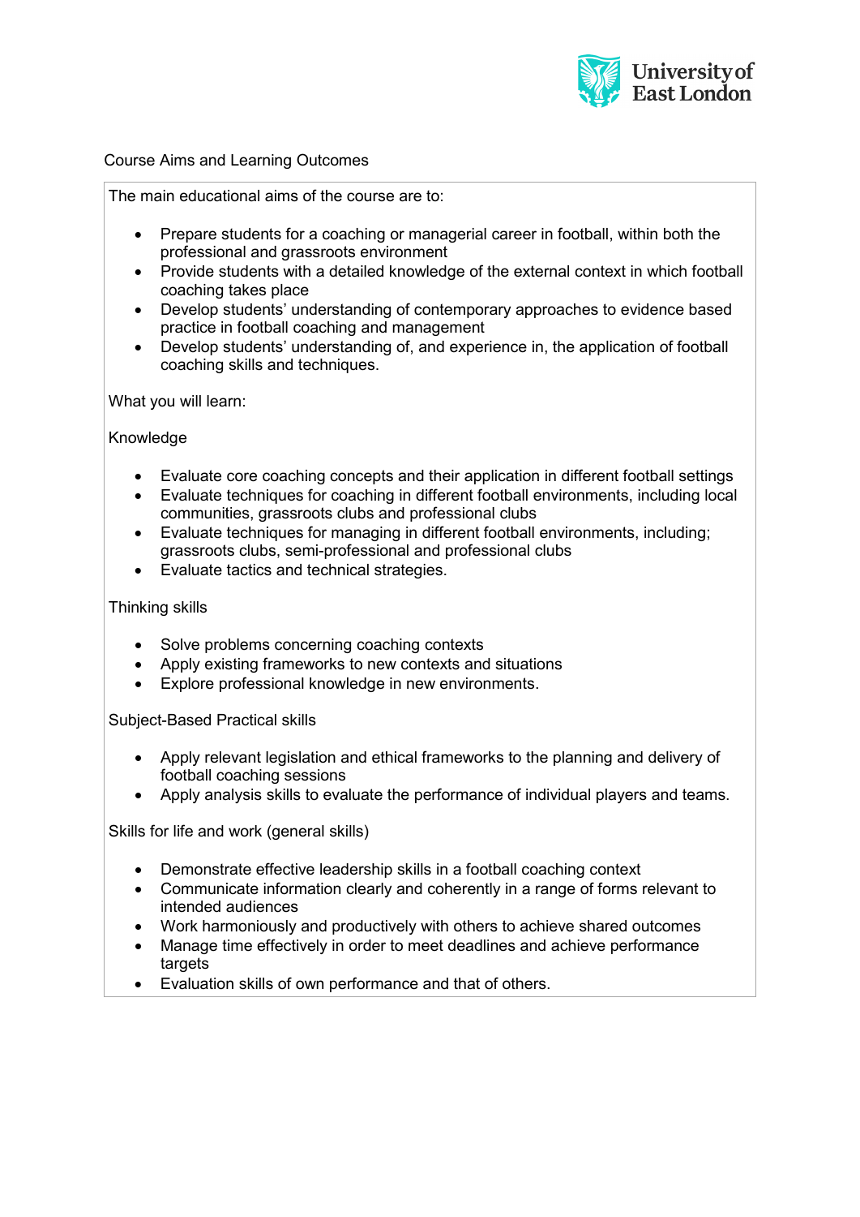## Course Aims and Learning Outcomes

The main educational aims of the course are to:

- Prepare students for a coaching or managerial career in football, within both the professional and grassroots environment
- Provide students with a detailed knowledge of the external context in which football coaching takes place
- Develop students' understanding of contemporary approaches to evidence based practice in football coaching and management
- Develop students' understanding of, and experience in, the application of football coaching skills and techniques.

What you will learn:

### Knowledge

- Evaluate core coaching concepts and their application in different football settings
- Evaluate techniques for coaching in different football environments, including local communities, grassroots clubs and professional clubs
- Evaluate techniques for managing in different football environments, including; grassroots clubs, semi-professional and professional clubs
- Evaluate tactics and technical strategies.

### Thinking skills

- Solve problems concerning coaching contexts
- Apply existing frameworks to new contexts and situations
- Explore professional knowledge in new environments.

### Subject-Based Practical skills

- Apply relevant legislation and ethical frameworks to the planning and delivery of football coaching sessions
- Apply analysis skills to evaluate the performance of individual players and teams.

### Skills for life and work (general skills)

- Demonstrate effective leadership skills in a football coaching context
- Communicate information clearly and coherently in a range of forms relevant to intended audiences
- Work harmoniously and productively with others to achieve shared outcomes
- Manage time effectively in order to meet deadlines and achieve performance targets
- Evaluation skills of own performance and that of others.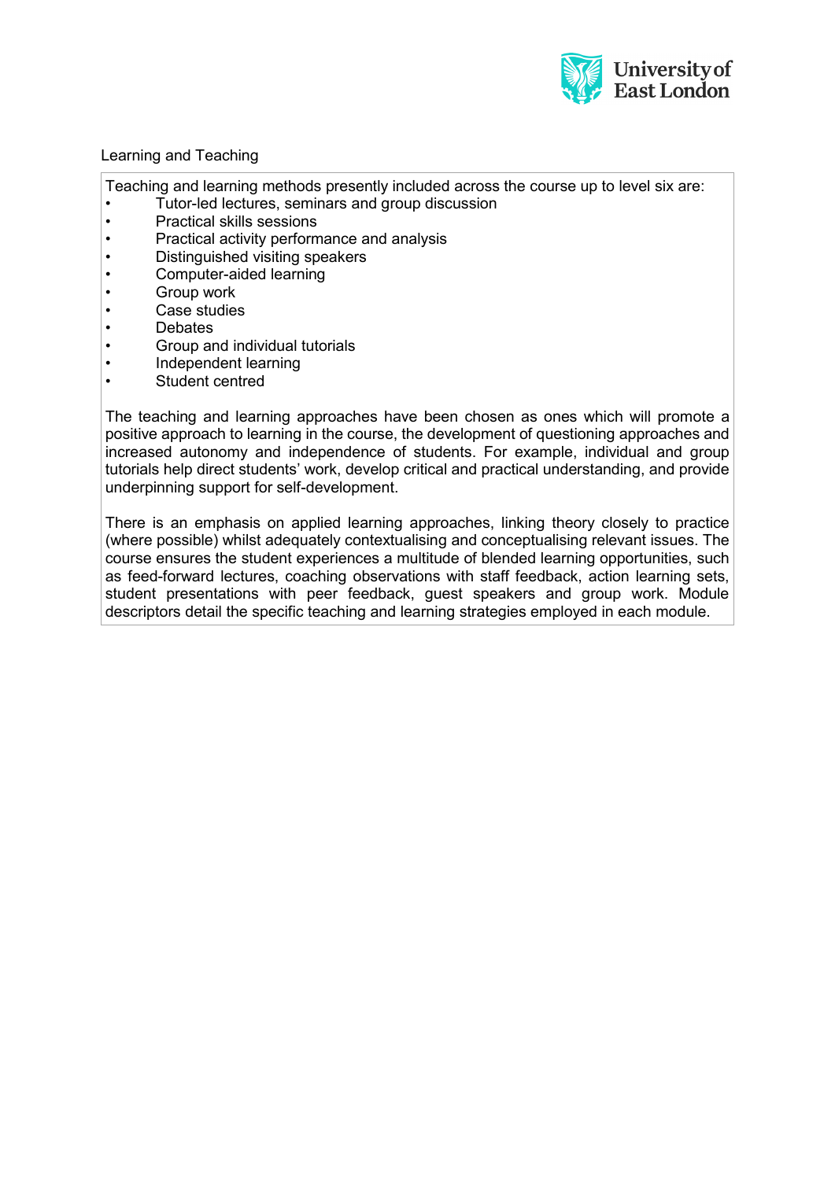Learning and Teaching

Teaching and learning methods presently included across the course up to level six are:

- Tutor-led lectures, seminars and group discussion
- Practical skills sessions
- Practical activity performance and analysis
- Distinguished visiting speakers
- Computer-aided learning
- Group work
- Case studies
- Debates
- Group and individual tutorials
- Independent learning
- Student centred

The teaching and learning approaches have been chosen as ones which will promote a positive approach to learning in the course, the development of questioning approaches and increased autonomy and independence of students. For example, individual and group tutorials help direct students' work, develop critical and practical understanding, and provide underpinning support for self-development.

There is an emphasis on applied learning approaches, linking theory closely to practice (where possible) whilst adequately contextualising and conceptualising relevant issues. The course ensures the student experiences a multitude of blended learning opportunities, such as feed-forward lectures, coaching observations with staff feedback, action learning sets, student presentations with peer feedback, guest speakers and group work. Module descriptors detail the specific teaching and learning strategies employed in each module.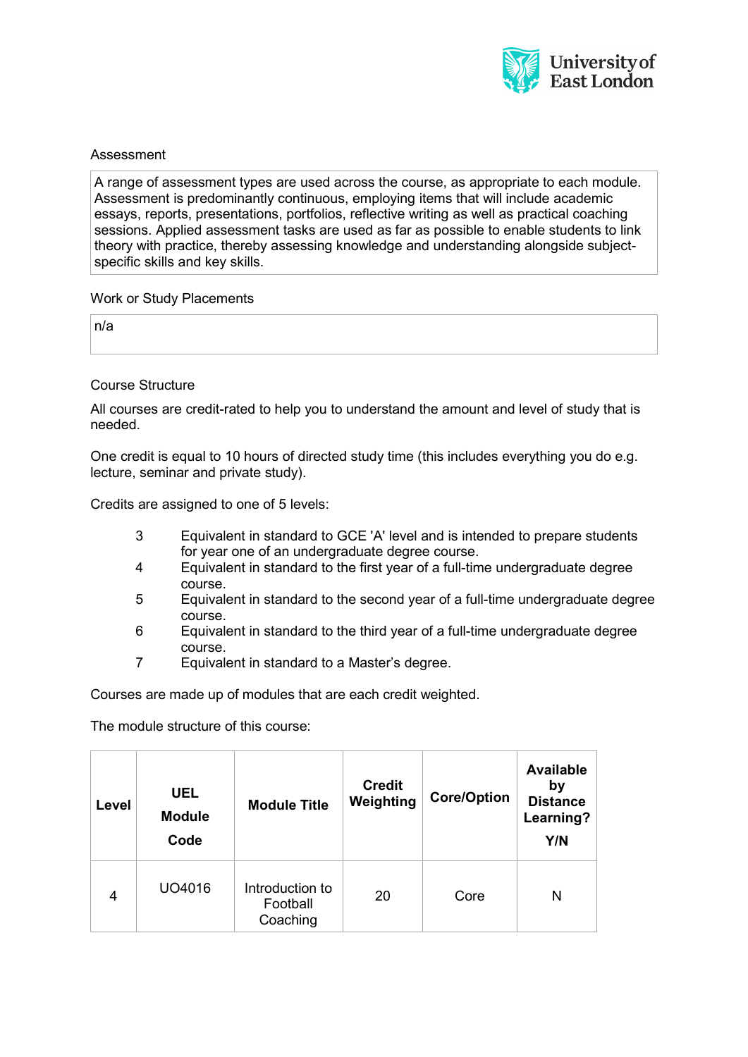## Assessment

A range of assessment types are used across the course, as appropriate to each module. Assessment is predominantly continuous, employing items that will include academic essays, reports, presentations, portfolios, reflective writing as well as practical coaching sessions. Applied assessment tasks are used as far as possible to enable students to link theory with practice, thereby assessing knowledge and understanding alongside subject-specific skills and key skills.

## Work or Study Placements

n/a

## Course Structure

All courses are credit-rated to help you to understand the amount and level of study that is needed.

One credit is equal to 10 hours of directed study time (this includes everything you do e.g. lecture, seminar and private study).

Credits are assigned to one of 5 levels:

- 3 Equivalent in standard to GCE 'A' level and is intended to prepare students for year one of an undergraduate degree course.
- 4 Equivalent in standard to the first year of a full-time undergraduate degree course.
- 5 Equivalent in standard to the second year of a full-time undergraduate degree course.
- 6 Equivalent in standard to the third year of a full-time undergraduate degree course.
- 7 Equivalent in standard to a Master's degree.

Courses are made up of modules that are each credit weighted.

The module structure of this course:

| Level | UEL Module Code | Module Title | Credit Weighting | Core/Option | Available by Distance Learning? Y/N |
|---|---|---|---|---|---|
| 4 | UO4016 | Introduction to Football Coaching | 20 | Core | N |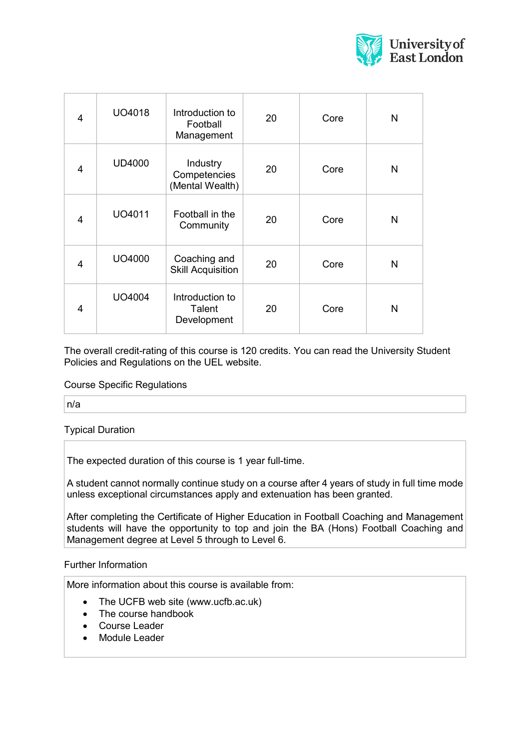| | | | | | |
|---|---|---|---|---|---|
| 4 | UO4018 | Introduction to Football Management | 20 | Core | N |
| 4 | UD4000 | Industry Competencies (Mental Wealth) | 20 | Core | N |
| 4 | UO4011 | Football in the Community | 20 | Core | N |
| 4 | UO4000 | Coaching and Skill Acquisition | 20 | Core | N |
| 4 | UO4004 | Introduction to Talent Development | 20 | Core | N |

The overall credit-rating of this course is 120 credits. You can read the University Student Policies and Regulations on the UEL website.

Course Specific Regulations

n/a

Typical Duration

The expected duration of this course is 1 year full-time.

A student cannot normally continue study on a course after 4 years of study in full time mode unless exceptional circumstances apply and extenuation has been granted.

After completing the Certificate of Higher Education in Football Coaching and Management students will have the opportunity to top and join the BA (Hons) Football Coaching and Management degree at Level 5 through to Level 6.

Further Information

More information about this course is available from:

- The UCFB web site (www.ucfb.ac.uk)
- The course handbook
- Course Leader
- Module Leader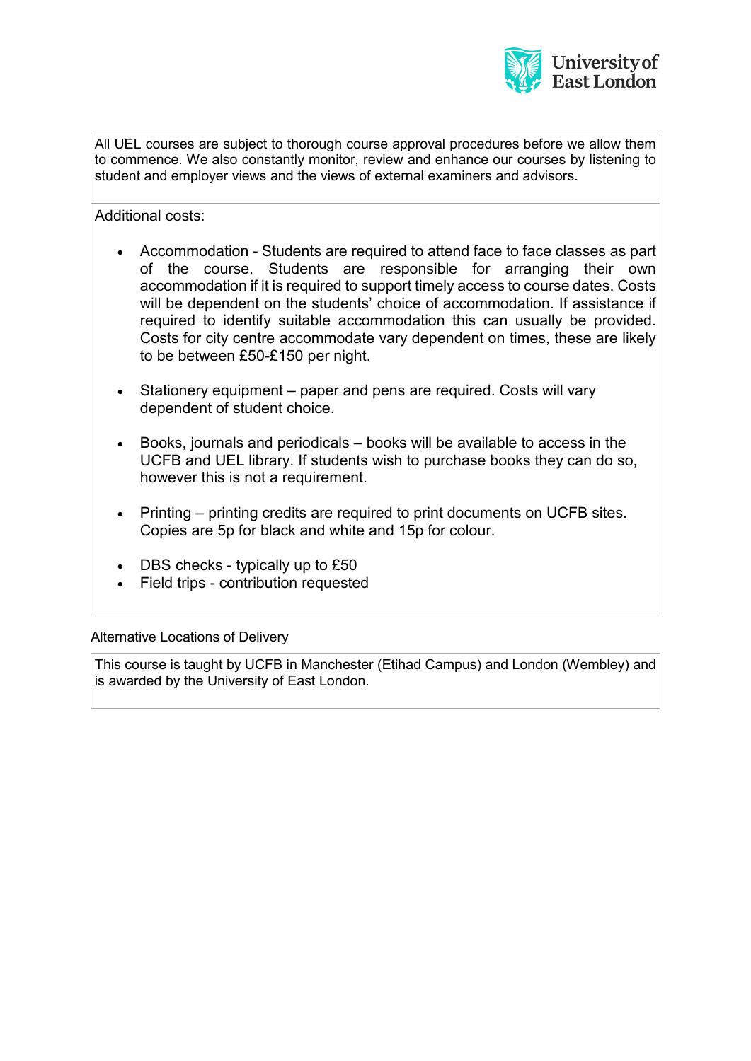All UEL courses are subject to thorough course approval procedures before we allow them to commence. We also constantly monitor, review and enhance our courses by listening to student and employer views and the views of external examiners and advisors.

Additional costs:

- Accommodation - Students are required to attend face to face classes as part of the course. Students are responsible for arranging their own accommodation if it is required to support timely access to course dates. Costs will be dependent on the students' choice of accommodation. If assistance if required to identify suitable accommodation this can usually be provided. Costs for city centre accommodate vary dependent on times, these are likely to be between £50-£150 per night.

- Stationery equipment – paper and pens are required. Costs will vary dependent of student choice.

- Books, journals and periodicals – books will be available to access in the UCFB and UEL library. If students wish to purchase books they can do so, however this is not a requirement.

- Printing – printing credits are required to print documents on UCFB sites. Copies are 5p for black and white and 15p for colour.

- DBS checks - typically up to £50
- Field trips - contribution requested

Alternative Locations of Delivery

This course is taught by UCFB in Manchester (Etihad Campus) and London (Wembley) and is awarded by the University of East London.